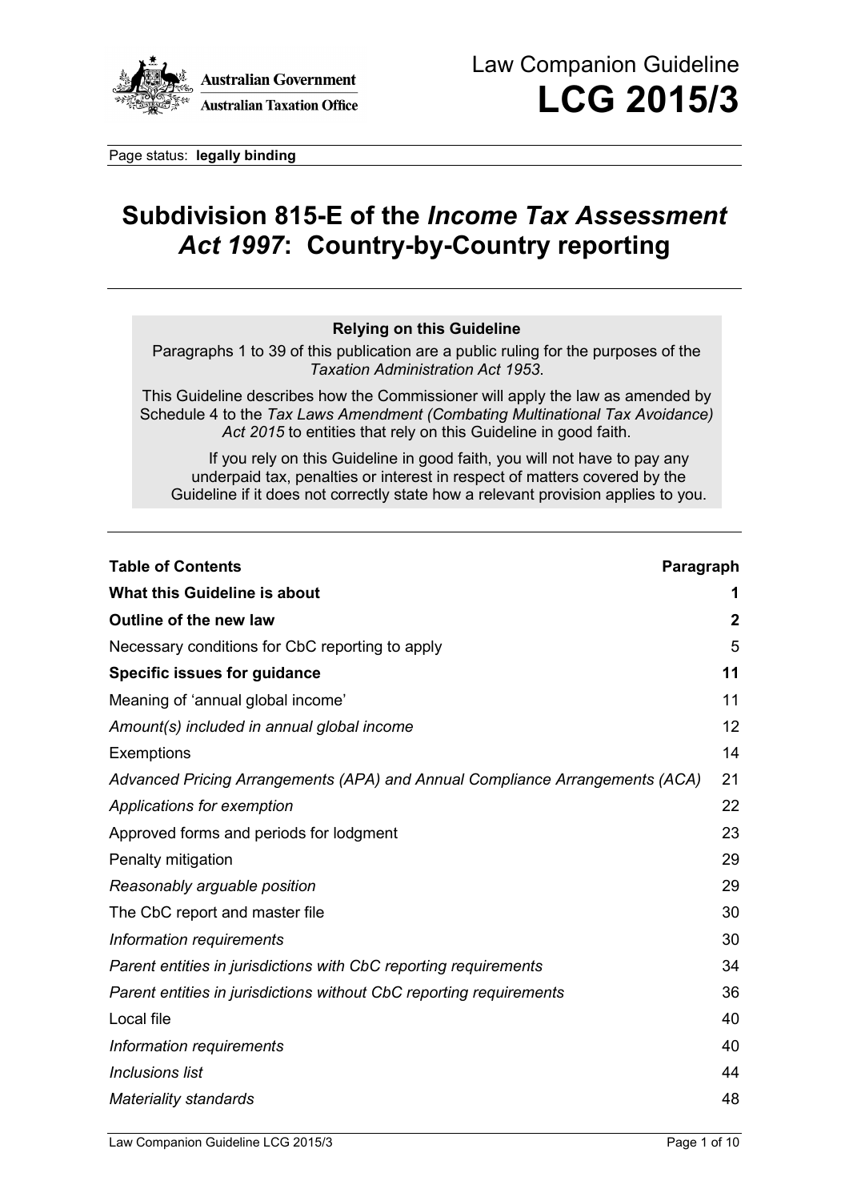Australian Government
Australian Taxation Office

Law Companion Guideline

# LCG 2015/3

Page status: **legally binding**

# Subdivision 815-E of the *Income Tax Assessment Act 1997*: Country-by-Country reporting

**Relying on this Guideline**

Paragraphs 1 to 39 of this publication are a public ruling for the purposes of the *Taxation Administration Act 1953*.

This Guideline describes how the Commissioner will apply the law as amended by Schedule 4 to the *Tax Laws Amendment (Combating Multinational Tax Avoidance) Act 2015* to entities that rely on this Guideline in good faith.

If you rely on this Guideline in good faith, you will not have to pay any underpaid tax, penalties or interest in respect of matters covered by the Guideline if it does not correctly state how a relevant provision applies to you.

| **Table of Contents** | **Paragraph** |
|---|---|
| **What this Guideline is about** | **1** |
| **Outline of the new law** | **2** |
| Necessary conditions for CbC reporting to apply | 5 |
| **Specific issues for guidance** | **11** |
| Meaning of 'annual global income' | 11 |
| *Amount(s) included in annual global income* | 12 |
| Exemptions | 14 |
| *Advanced Pricing Arrangements (APA) and Annual Compliance Arrangements (ACA)* | 21 |
| *Applications for exemption* | 22 |
| Approved forms and periods for lodgment | 23 |
| Penalty mitigation | 29 |
| *Reasonably arguable position* | 29 |
| The CbC report and master file | 30 |
| *Information requirements* | 30 |
| *Parent entities in jurisdictions with CbC reporting requirements* | 34 |
| *Parent entities in jurisdictions without CbC reporting requirements* | 36 |
| Local file | 40 |
| *Information requirements* | 40 |
| *Inclusions list* | 44 |
| *Materiality standards* | 48 |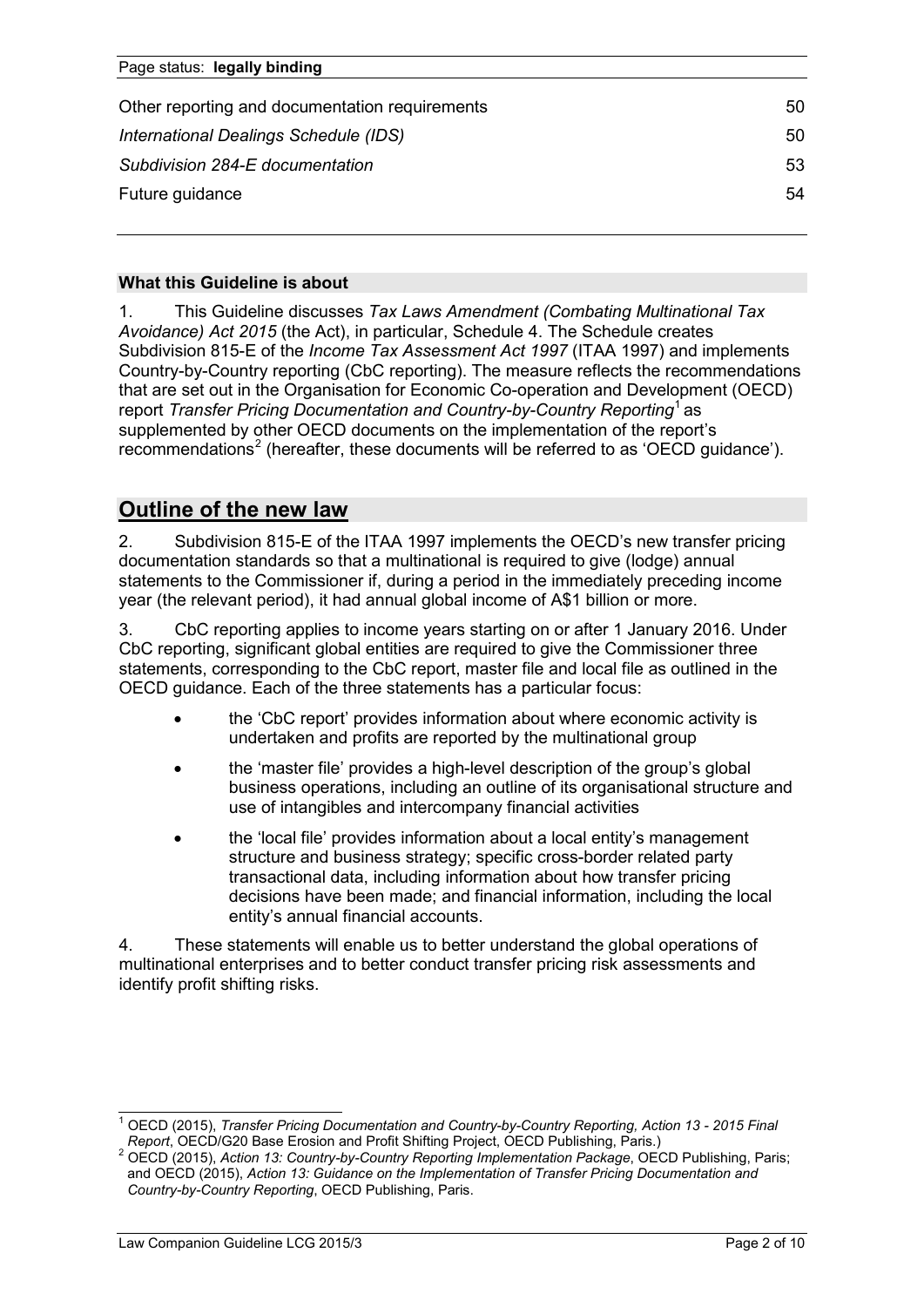Page status: **legally binding**

| | |
|---|---|
| Other reporting and documentation requirements | 50 |
| *International Dealings Schedule (IDS)* | 50 |
| *Subdivision 284-E documentation* | 53 |
| Future guidance | 54 |

### What this Guideline is about

1. This Guideline discusses *Tax Laws Amendment (Combating Multinational Tax Avoidance) Act 2015* (the Act), in particular, Schedule 4. The Schedule creates Subdivision 815-E of the *Income Tax Assessment Act 1997* (ITAA 1997) and implements Country-by-Country reporting (CbC reporting). The measure reflects the recommendations that are set out in the Organisation for Economic Co-operation and Development (OECD) report *Transfer Pricing Documentation and Country-by-Country Reporting*[1] as supplemented by other OECD documents on the implementation of the report's recommendations[2] (hereafter, these documents will be referred to as 'OECD guidance').

## Outline of the new law

2. Subdivision 815-E of the ITAA 1997 implements the OECD's new transfer pricing documentation standards so that a multinational is required to give (lodge) annual statements to the Commissioner if, during a period in the immediately preceding income year (the relevant period), it had annual global income of A$1 billion or more.

3. CbC reporting applies to income years starting on or after 1 January 2016. Under CbC reporting, significant global entities are required to give the Commissioner three statements, corresponding to the CbC report, master file and local file as outlined in the OECD guidance. Each of the three statements has a particular focus:

- the 'CbC report' provides information about where economic activity is undertaken and profits are reported by the multinational group
- the 'master file' provides a high-level description of the group's global business operations, including an outline of its organisational structure and use of intangibles and intercompany financial activities
- the 'local file' provides information about a local entity's management structure and business strategy; specific cross-border related party transactional data, including information about how transfer pricing decisions have been made; and financial information, including the local entity's annual financial accounts.

4. These statements will enable us to better understand the global operations of multinational enterprises and to better conduct transfer pricing risk assessments and identify profit shifting risks.

---

[1] OECD (2015), *Transfer Pricing Documentation and Country-by-Country Reporting, Action 13 - 2015 Final Report*, OECD/G20 Base Erosion and Profit Shifting Project, OECD Publishing, Paris.)

[2] OECD (2015), *Action 13: Country-by-Country Reporting Implementation Package*, OECD Publishing, Paris; and OECD (2015), *Action 13: Guidance on the Implementation of Transfer Pricing Documentation and Country-by-Country Reporting*, OECD Publishing, Paris.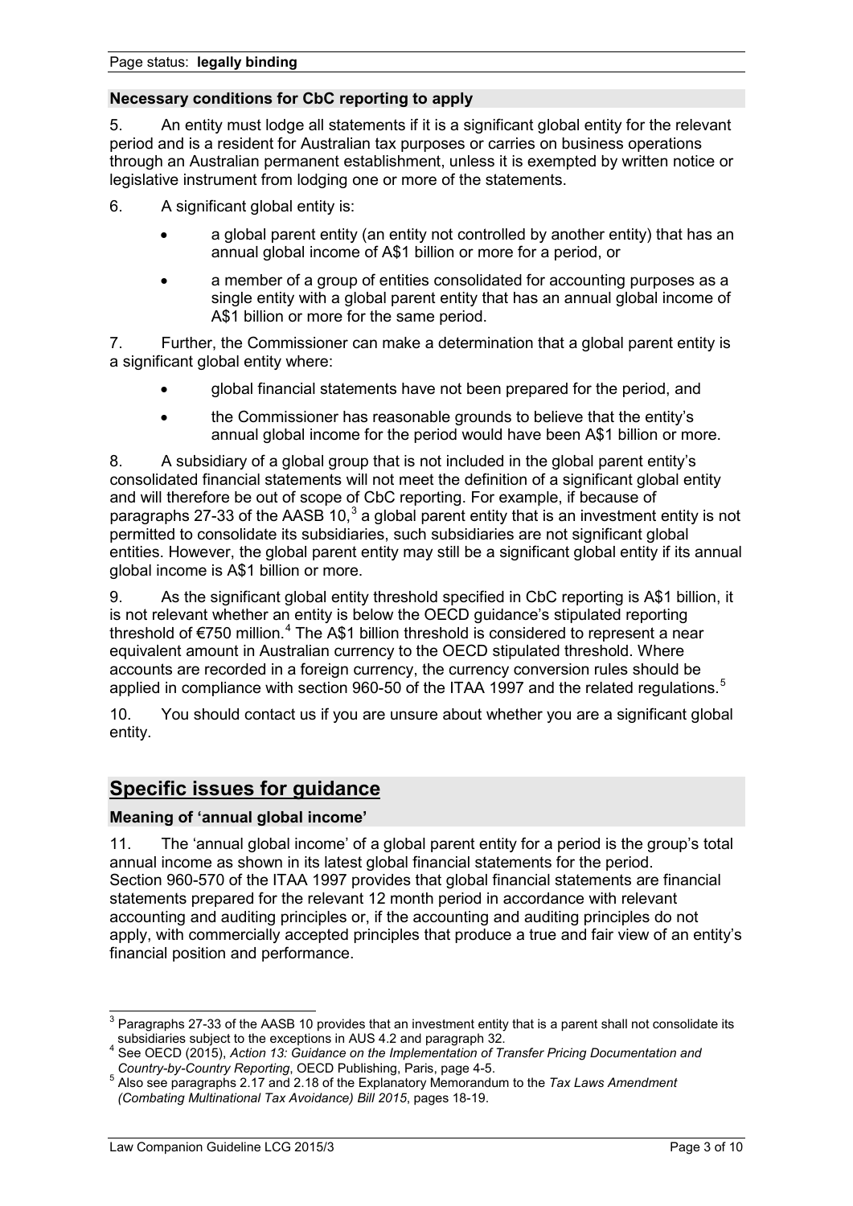Page status: **legally binding**

### Necessary conditions for CbC reporting to apply

5. An entity must lodge all statements if it is a significant global entity for the relevant period and is a resident for Australian tax purposes or carries on business operations through an Australian permanent establishment, unless it is exempted by written notice or legislative instrument from lodging one or more of the statements.

6. A significant global entity is:

- a global parent entity (an entity not controlled by another entity) that has an annual global income of A$1 billion or more for a period, or
- a member of a group of entities consolidated for accounting purposes as a single entity with a global parent entity that has an annual global income of A$1 billion or more for the same period.

7. Further, the Commissioner can make a determination that a global parent entity is a significant global entity where:

- global financial statements have not been prepared for the period, and
- the Commissioner has reasonable grounds to believe that the entity's annual global income for the period would have been A$1 billion or more.

8. A subsidiary of a global group that is not included in the global parent entity's consolidated financial statements will not meet the definition of a significant global entity and will therefore be out of scope of CbC reporting. For example, if because of paragraphs 27-33 of the AASB 10,[3] a global parent entity that is an investment entity is not permitted to consolidate its subsidiaries, such subsidiaries are not significant global entities. However, the global parent entity may still be a significant global entity if its annual global income is A$1 billion or more.

9. As the significant global entity threshold specified in CbC reporting is A$1 billion, it is not relevant whether an entity is below the OECD guidance's stipulated reporting threshold of €750 million.[4] The A$1 billion threshold is considered to represent a near equivalent amount in Australian currency to the OECD stipulated threshold. Where accounts are recorded in a foreign currency, the currency conversion rules should be applied in compliance with section 960-50 of the ITAA 1997 and the related regulations.[5]

10. You should contact us if you are unsure about whether you are a significant global entity.

## Specific issues for guidance

### Meaning of 'annual global income'

11. The 'annual global income' of a global parent entity for a period is the group's total annual income as shown in its latest global financial statements for the period. Section 960-570 of the ITAA 1997 provides that global financial statements are financial statements prepared for the relevant 12 month period in accordance with relevant accounting and auditing principles or, if the accounting and auditing principles do not apply, with commercially accepted principles that produce a true and fair view of an entity's financial position and performance.

---

[3] Paragraphs 27-33 of the AASB 10 provides that an investment entity that is a parent shall not consolidate its subsidiaries subject to the exceptions in AUS 4.2 and paragraph 32.

[4] See OECD (2015), *Action 13: Guidance on the Implementation of Transfer Pricing Documentation and Country-by-Country Reporting*, OECD Publishing, Paris, page 4-5.

[5] Also see paragraphs 2.17 and 2.18 of the Explanatory Memorandum to the *Tax Laws Amendment (Combating Multinational Tax Avoidance) Bill 2015*, pages 18-19.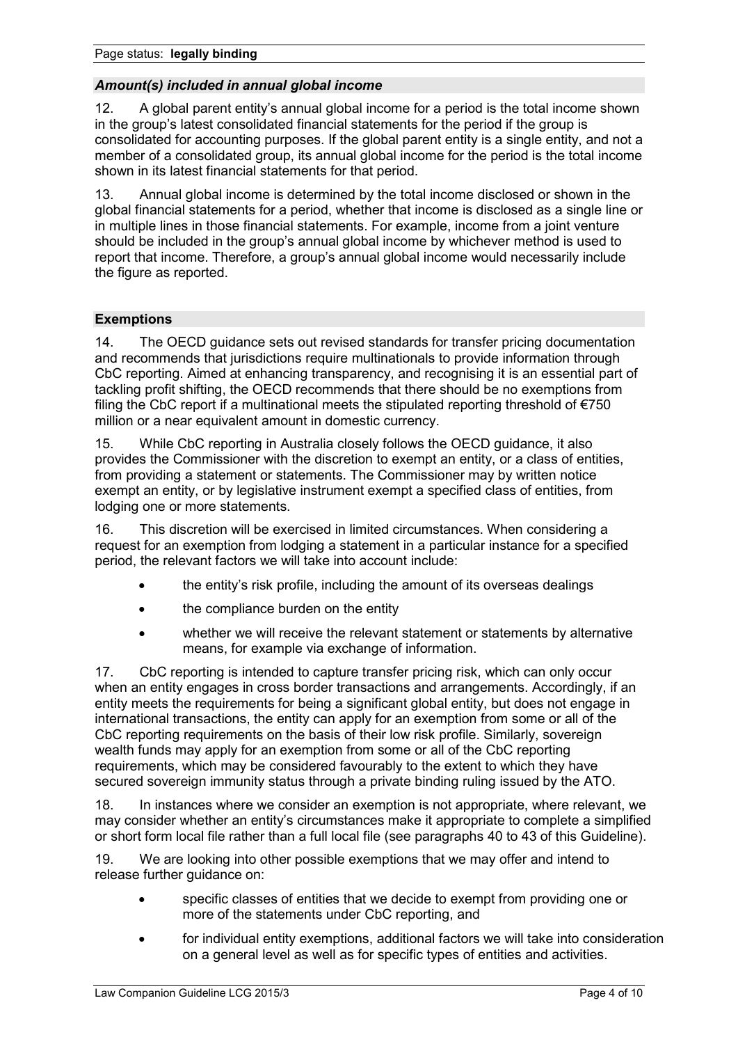### *Amount(s) included in annual global income*

12. A global parent entity's annual global income for a period is the total income shown in the group's latest consolidated financial statements for the period if the group is consolidated for accounting purposes. If the global parent entity is a single entity, and not a member of a consolidated group, its annual global income for the period is the total income shown in its latest financial statements for that period.

13. Annual global income is determined by the total income disclosed or shown in the global financial statements for a period, whether that income is disclosed as a single line or in multiple lines in those financial statements. For example, income from a joint venture should be included in the group's annual global income by whichever method is used to report that income. Therefore, a group's annual global income would necessarily include the figure as reported.

## Exemptions

14. The OECD guidance sets out revised standards for transfer pricing documentation and recommends that jurisdictions require multinationals to provide information through CbC reporting. Aimed at enhancing transparency, and recognising it is an essential part of tackling profit shifting, the OECD recommends that there should be no exemptions from filing the CbC report if a multinational meets the stipulated reporting threshold of €750 million or a near equivalent amount in domestic currency.

15. While CbC reporting in Australia closely follows the OECD guidance, it also provides the Commissioner with the discretion to exempt an entity, or a class of entities, from providing a statement or statements. The Commissioner may by written notice exempt an entity, or by legislative instrument exempt a specified class of entities, from lodging one or more statements.

16. This discretion will be exercised in limited circumstances. When considering a request for an exemption from lodging a statement in a particular instance for a specified period, the relevant factors we will take into account include:

- the entity's risk profile, including the amount of its overseas dealings
- the compliance burden on the entity
- whether we will receive the relevant statement or statements by alternative means, for example via exchange of information.

17. CbC reporting is intended to capture transfer pricing risk, which can only occur when an entity engages in cross border transactions and arrangements. Accordingly, if an entity meets the requirements for being a significant global entity, but does not engage in international transactions, the entity can apply for an exemption from some or all of the CbC reporting requirements on the basis of their low risk profile. Similarly, sovereign wealth funds may apply for an exemption from some or all of the CbC reporting requirements, which may be considered favourably to the extent to which they have secured sovereign immunity status through a private binding ruling issued by the ATO.

18. In instances where we consider an exemption is not appropriate, where relevant, we may consider whether an entity's circumstances make it appropriate to complete a simplified or short form local file rather than a full local file (see paragraphs 40 to 43 of this Guideline).

19. We are looking into other possible exemptions that we may offer and intend to release further guidance on:

- specific classes of entities that we decide to exempt from providing one or more of the statements under CbC reporting, and
- for individual entity exemptions, additional factors we will take into consideration on a general level as well as for specific types of entities and activities.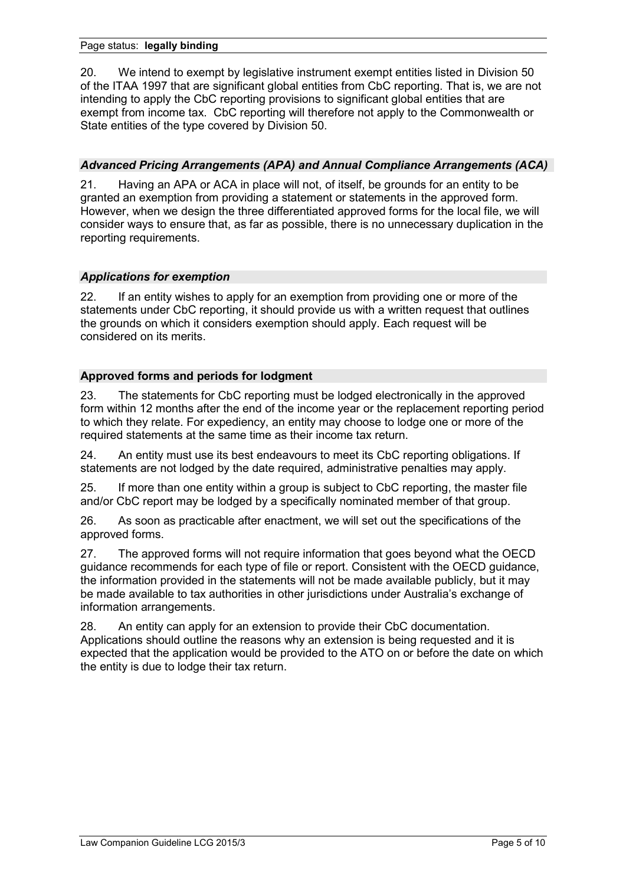20. We intend to exempt by legislative instrument exempt entities listed in Division 50 of the ITAA 1997 that are significant global entities from CbC reporting. That is, we are not intending to apply the CbC reporting provisions to significant global entities that are exempt from income tax. CbC reporting will therefore not apply to the Commonwealth or State entities of the type covered by Division 50.

### *Advanced Pricing Arrangements (APA) and Annual Compliance Arrangements (ACA)*

21. Having an APA or ACA in place will not, of itself, be grounds for an entity to be granted an exemption from providing a statement or statements in the approved form. However, when we design the three differentiated approved forms for the local file, we will consider ways to ensure that, as far as possible, there is no unnecessary duplication in the reporting requirements.

### *Applications for exemption*

22. If an entity wishes to apply for an exemption from providing one or more of the statements under CbC reporting, it should provide us with a written request that outlines the grounds on which it considers exemption should apply. Each request will be considered on its merits.

## Approved forms and periods for lodgment

23. The statements for CbC reporting must be lodged electronically in the approved form within 12 months after the end of the income year or the replacement reporting period to which they relate. For expediency, an entity may choose to lodge one or more of the required statements at the same time as their income tax return.

24. An entity must use its best endeavours to meet its CbC reporting obligations. If statements are not lodged by the date required, administrative penalties may apply.

25. If more than one entity within a group is subject to CbC reporting, the master file and/or CbC report may be lodged by a specifically nominated member of that group.

26. As soon as practicable after enactment, we will set out the specifications of the approved forms.

27. The approved forms will not require information that goes beyond what the OECD guidance recommends for each type of file or report. Consistent with the OECD guidance, the information provided in the statements will not be made available publicly, but it may be made available to tax authorities in other jurisdictions under Australia's exchange of information arrangements.

28. An entity can apply for an extension to provide their CbC documentation. Applications should outline the reasons why an extension is being requested and it is expected that the application would be provided to the ATO on or before the date on which the entity is due to lodge their tax return.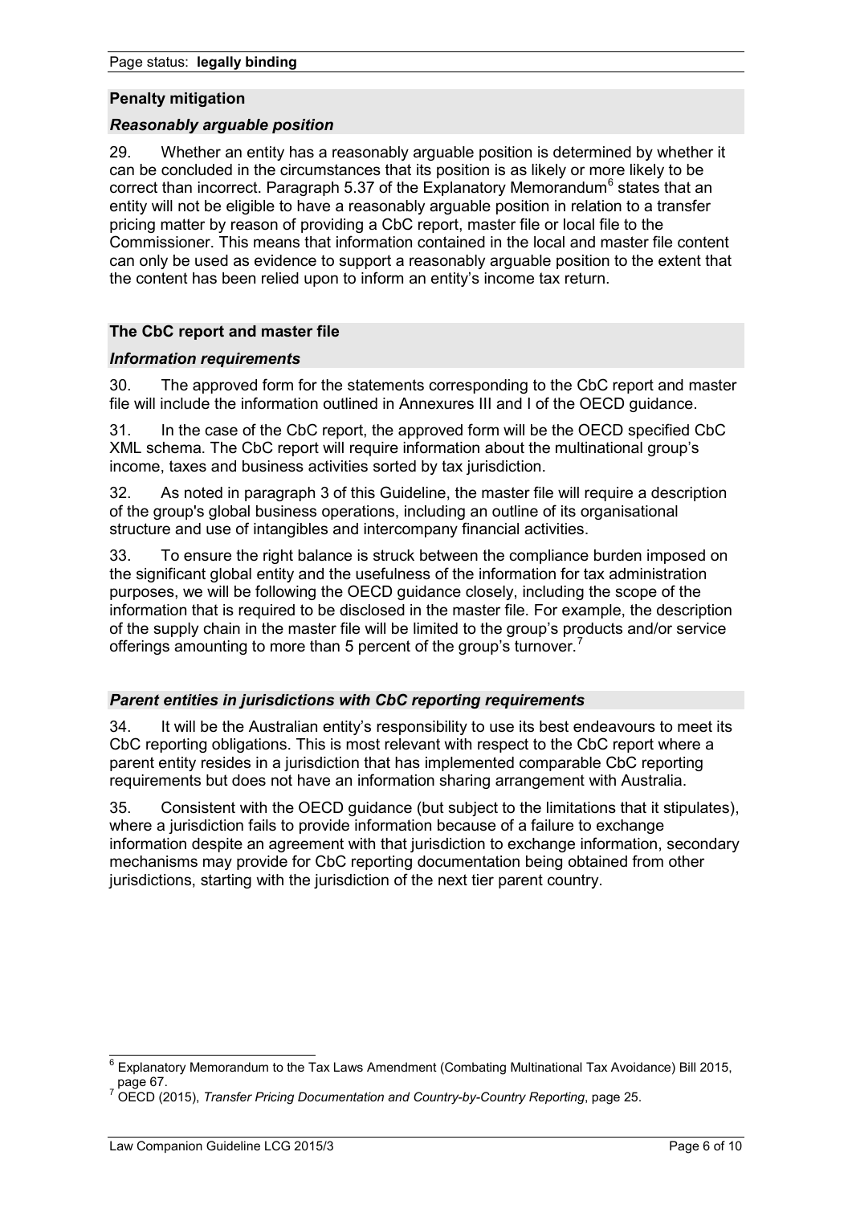## Penalty mitigation

### *Reasonably arguable position*

29. Whether an entity has a reasonably arguable position is determined by whether it can be concluded in the circumstances that its position is as likely or more likely to be correct than incorrect. Paragraph 5.37 of the Explanatory Memorandum[6] states that an entity will not be eligible to have a reasonably arguable position in relation to a transfer pricing matter by reason of providing a CbC report, master file or local file to the Commissioner. This means that information contained in the local and master file content can only be used as evidence to support a reasonably arguable position to the extent that the content has been relied upon to inform an entity's income tax return.

## The CbC report and master file

### *Information requirements*

30. The approved form for the statements corresponding to the CbC report and master file will include the information outlined in Annexures III and I of the OECD guidance.

31. In the case of the CbC report, the approved form will be the OECD specified CbC XML schema. The CbC report will require information about the multinational group's income, taxes and business activities sorted by tax jurisdiction.

32. As noted in paragraph 3 of this Guideline, the master file will require a description of the group's global business operations, including an outline of its organisational structure and use of intangibles and intercompany financial activities.

33. To ensure the right balance is struck between the compliance burden imposed on the significant global entity and the usefulness of the information for tax administration purposes, we will be following the OECD guidance closely, including the scope of the information that is required to be disclosed in the master file. For example, the description of the supply chain in the master file will be limited to the group's products and/or service offerings amounting to more than 5 percent of the group's turnover.[7]

### *Parent entities in jurisdictions with CbC reporting requirements*

34. It will be the Australian entity's responsibility to use its best endeavours to meet its CbC reporting obligations. This is most relevant with respect to the CbC report where a parent entity resides in a jurisdiction that has implemented comparable CbC reporting requirements but does not have an information sharing arrangement with Australia.

35. Consistent with the OECD guidance (but subject to the limitations that it stipulates), where a jurisdiction fails to provide information because of a failure to exchange information despite an agreement with that jurisdiction to exchange information, secondary mechanisms may provide for CbC reporting documentation being obtained from other jurisdictions, starting with the jurisdiction of the next tier parent country.

---

[6] Explanatory Memorandum to the Tax Laws Amendment (Combating Multinational Tax Avoidance) Bill 2015, page 67.

[7] OECD (2015), *Transfer Pricing Documentation and Country-by-Country Reporting*, page 25.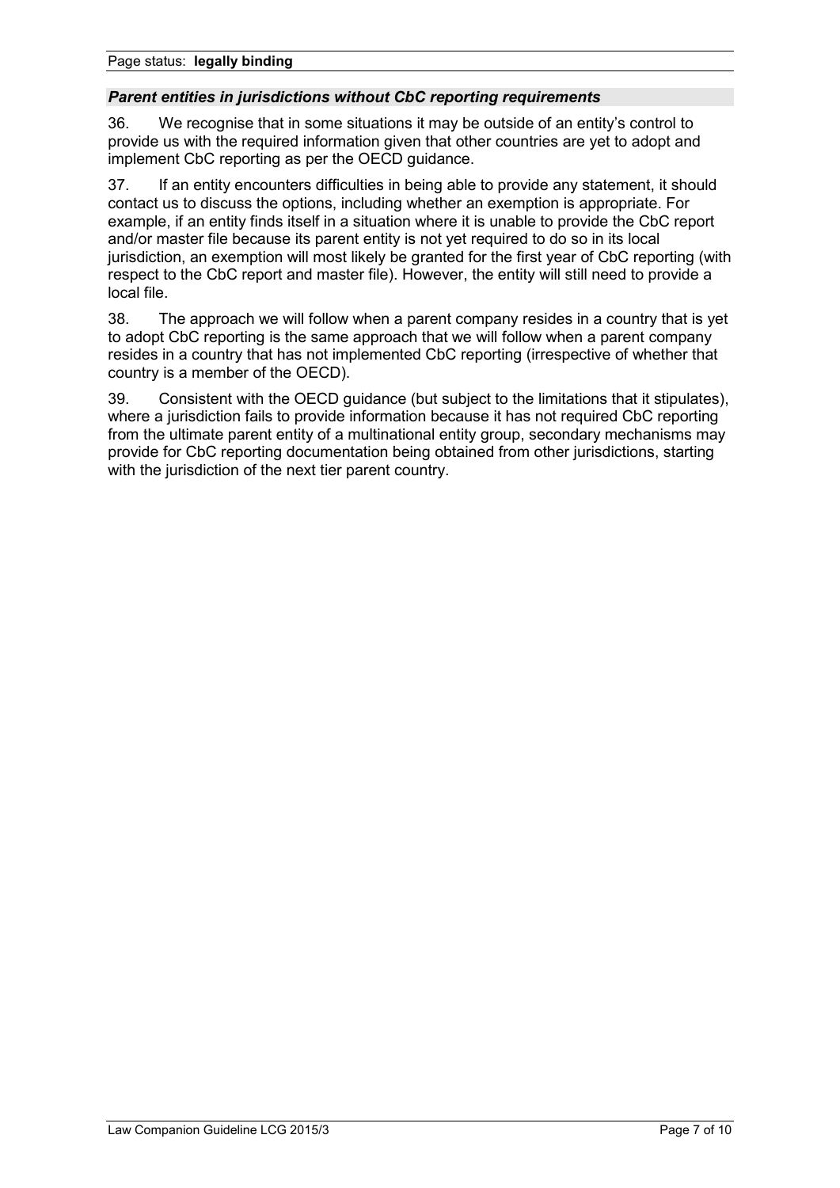### *Parent entities in jurisdictions without CbC reporting requirements*

36. We recognise that in some situations it may be outside of an entity's control to provide us with the required information given that other countries are yet to adopt and implement CbC reporting as per the OECD guidance.

37. If an entity encounters difficulties in being able to provide any statement, it should contact us to discuss the options, including whether an exemption is appropriate. For example, if an entity finds itself in a situation where it is unable to provide the CbC report and/or master file because its parent entity is not yet required to do so in its local jurisdiction, an exemption will most likely be granted for the first year of CbC reporting (with respect to the CbC report and master file). However, the entity will still need to provide a local file.

38. The approach we will follow when a parent company resides in a country that is yet to adopt CbC reporting is the same approach that we will follow when a parent company resides in a country that has not implemented CbC reporting (irrespective of whether that country is a member of the OECD).

39. Consistent with the OECD guidance (but subject to the limitations that it stipulates), where a jurisdiction fails to provide information because it has not required CbC reporting from the ultimate parent entity of a multinational entity group, secondary mechanisms may provide for CbC reporting documentation being obtained from other jurisdictions, starting with the jurisdiction of the next tier parent country.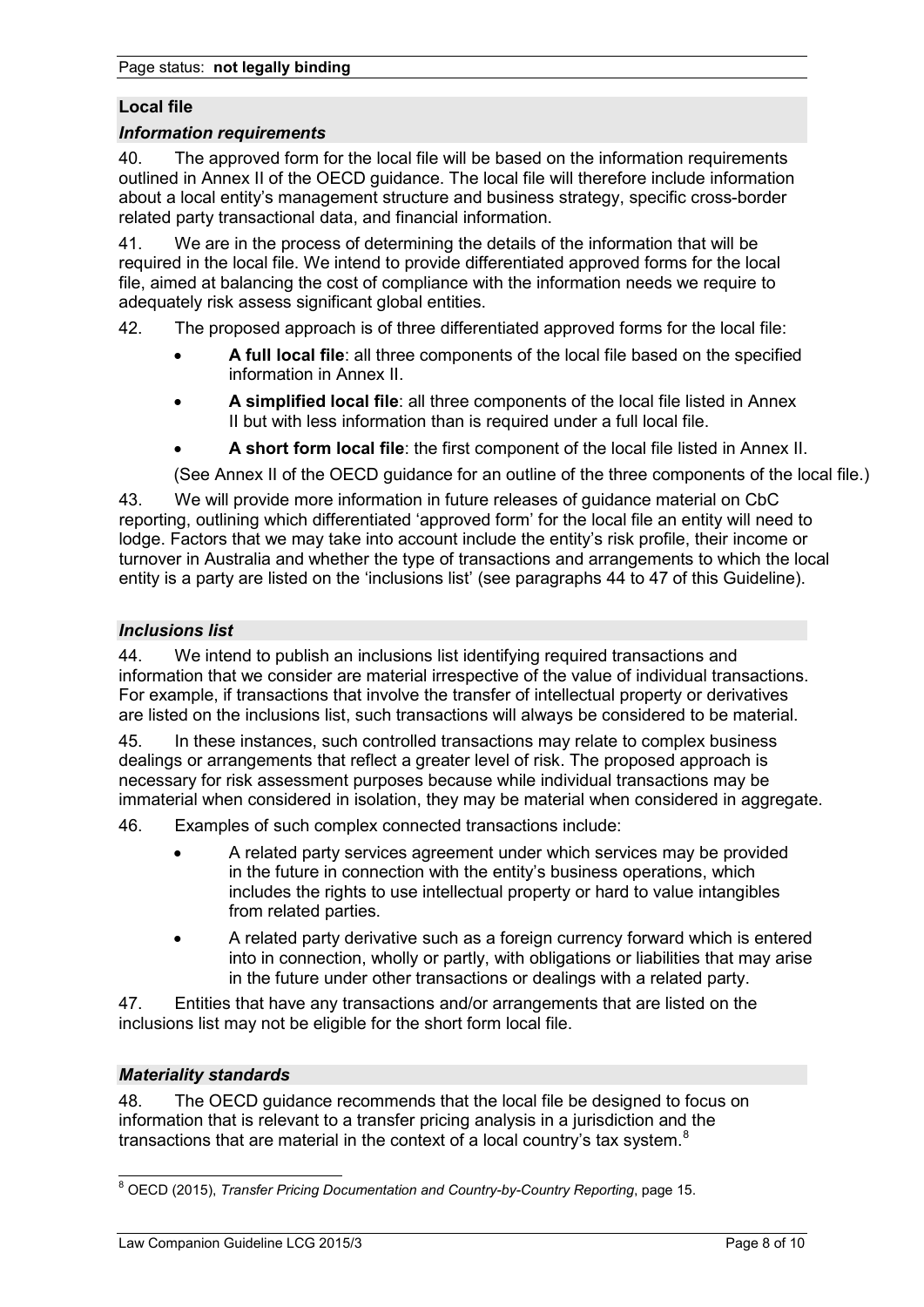## Local file

### *Information requirements*

40. The approved form for the local file will be based on the information requirements outlined in Annex II of the OECD guidance. The local file will therefore include information about a local entity's management structure and business strategy, specific cross-border related party transactional data, and financial information.

41. We are in the process of determining the details of the information that will be required in the local file. We intend to provide differentiated approved forms for the local file, aimed at balancing the cost of compliance with the information needs we require to adequately risk assess significant global entities.

42. The proposed approach is of three differentiated approved forms for the local file:

- **A full local file**: all three components of the local file based on the specified information in Annex II.
- **A simplified local file**: all three components of the local file listed in Annex II but with less information than is required under a full local file.
- **A short form local file**: the first component of the local file listed in Annex II.

(See Annex II of the OECD guidance for an outline of the three components of the local file.)

43. We will provide more information in future releases of guidance material on CbC reporting, outlining which differentiated 'approved form' for the local file an entity will need to lodge. Factors that we may take into account include the entity's risk profile, their income or turnover in Australia and whether the type of transactions and arrangements to which the local entity is a party are listed on the 'inclusions list' (see paragraphs 44 to 47 of this Guideline).

### *Inclusions list*

44. We intend to publish an inclusions list identifying required transactions and information that we consider are material irrespective of the value of individual transactions. For example, if transactions that involve the transfer of intellectual property or derivatives are listed on the inclusions list, such transactions will always be considered to be material.

45. In these instances, such controlled transactions may relate to complex business dealings or arrangements that reflect a greater level of risk. The proposed approach is necessary for risk assessment purposes because while individual transactions may be immaterial when considered in isolation, they may be material when considered in aggregate.

46. Examples of such complex connected transactions include:

- A related party services agreement under which services may be provided in the future in connection with the entity's business operations, which includes the rights to use intellectual property or hard to value intangibles from related parties.
- A related party derivative such as a foreign currency forward which is entered into in connection, wholly or partly, with obligations or liabilities that may arise in the future under other transactions or dealings with a related party.

47. Entities that have any transactions and/or arrangements that are listed on the inclusions list may not be eligible for the short form local file.

### *Materiality standards*

48. The OECD guidance recommends that the local file be designed to focus on information that is relevant to a transfer pricing analysis in a jurisdiction and the transactions that are material in the context of a local country's tax system.[8]

[8] OECD (2015), *Transfer Pricing Documentation and Country-by-Country Reporting*, page 15.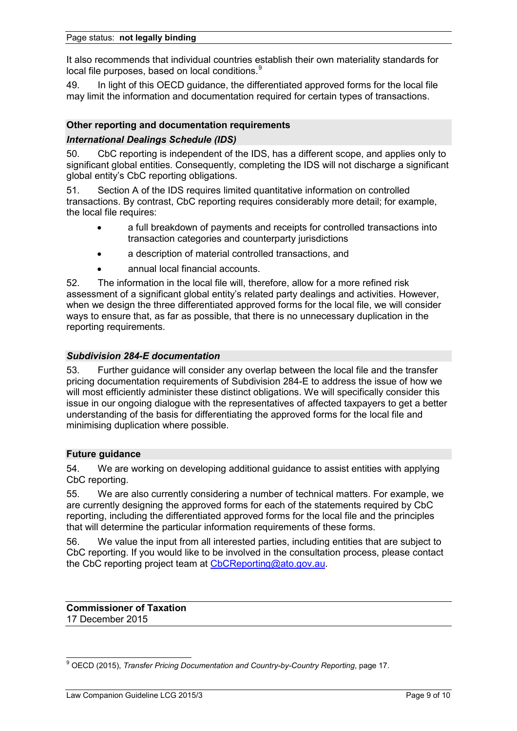It also recommends that individual countries establish their own materiality standards for local file purposes, based on local conditions.[9]

49. In light of this OECD guidance, the differentiated approved forms for the local file may limit the information and documentation required for certain types of transactions.

## Other reporting and documentation requirements

### *International Dealings Schedule (IDS)*

50. CbC reporting is independent of the IDS, has a different scope, and applies only to significant global entities. Consequently, completing the IDS will not discharge a significant global entity's CbC reporting obligations.

51. Section A of the IDS requires limited quantitative information on controlled transactions. By contrast, CbC reporting requires considerably more detail; for example, the local file requires:

- a full breakdown of payments and receipts for controlled transactions into transaction categories and counterparty jurisdictions
- a description of material controlled transactions, and
- annual local financial accounts.

52. The information in the local file will, therefore, allow for a more refined risk assessment of a significant global entity's related party dealings and activities. However, when we design the three differentiated approved forms for the local file, we will consider ways to ensure that, as far as possible, that there is no unnecessary duplication in the reporting requirements.

### *Subdivision 284-E documentation*

53. Further guidance will consider any overlap between the local file and the transfer pricing documentation requirements of Subdivision 284-E to address the issue of how we will most efficiently administer these distinct obligations. We will specifically consider this issue in our ongoing dialogue with the representatives of affected taxpayers to get a better understanding of the basis for differentiating the approved forms for the local file and minimising duplication where possible.

## Future guidance

54. We are working on developing additional guidance to assist entities with applying CbC reporting.

55. We are also currently considering a number of technical matters. For example, we are currently designing the approved forms for each of the statements required by CbC reporting, including the differentiated approved forms for the local file and the principles that will determine the particular information requirements of these forms.

56. We value the input from all interested parties, including entities that are subject to CbC reporting. If you would like to be involved in the consultation process, please contact the CbC reporting project team at CbCReporting@ato.gov.au.

**Commissioner of Taxation**
17 December 2015

---

[9] OECD (2015), *Transfer Pricing Documentation and Country-by-Country Reporting*, page 17.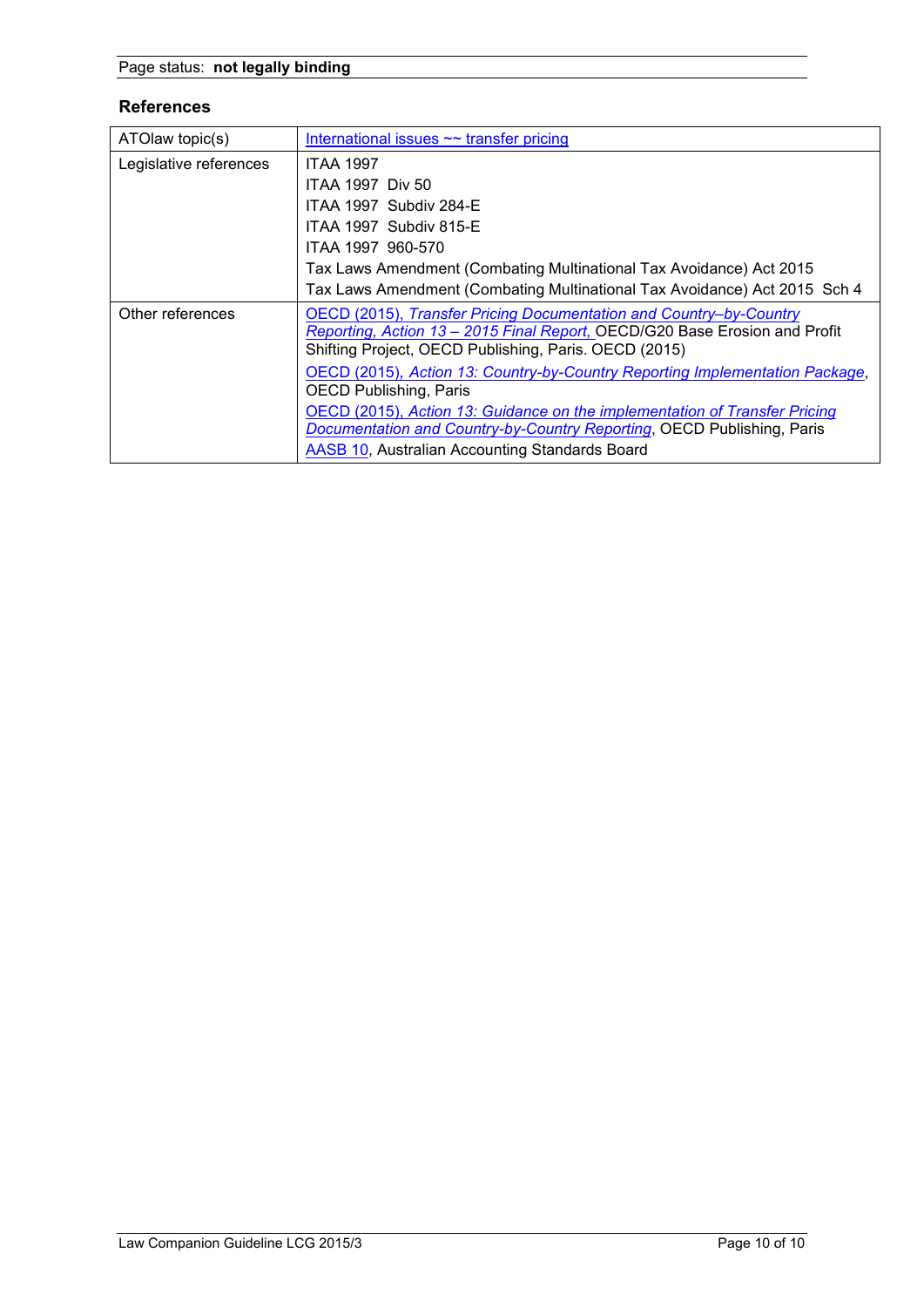## References

| | |
|---|---|
| ATOlaw topic(s) | International issues ~~ transfer pricing |
| Legislative references | ITAA 1997<br>ITAA 1997 Div 50<br>ITAA 1997 Subdiv 284-E<br>ITAA 1997 Subdiv 815-E<br>ITAA 1997 960-570<br>Tax Laws Amendment (Combating Multinational Tax Avoidance) Act 2015<br>Tax Laws Amendment (Combating Multinational Tax Avoidance) Act 2015 Sch 4 |
| Other references | OECD (2015), *Transfer Pricing Documentation and Country–by-Country Reporting, Action 13 – 2015 Final Report,* OECD/G20 Base Erosion and Profit Shifting Project, OECD Publishing, Paris. OECD (2015)<br>OECD (2015), *Action 13: Country-by-Country Reporting Implementation Package*, OECD Publishing, Paris<br>OECD (2015), *Action 13: Guidance on the implementation of Transfer Pricing Documentation and Country-by-Country Reporting*, OECD Publishing, Paris<br>AASB 10, Australian Accounting Standards Board |